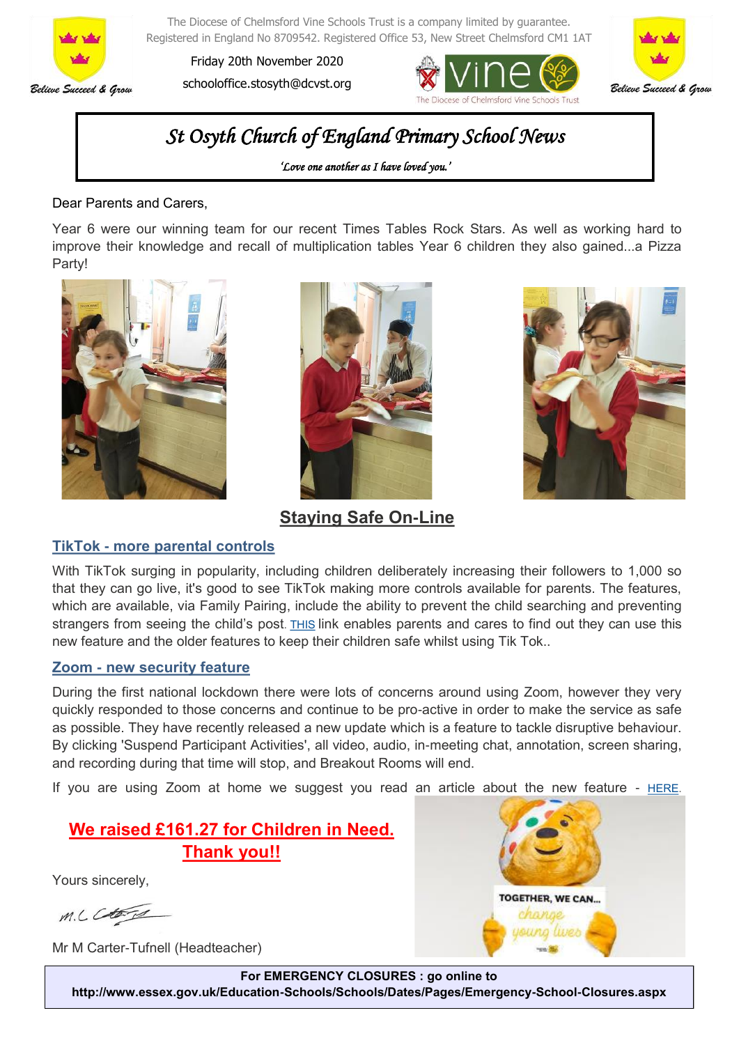The Diocese of Chelmsford Vine Schools Trust is a company limited by guarantee.
Registered in England No 8709542. Registered Office 53, New Street Chelmsford CM1 1AT

Friday 20th November 2020

schooloffice.stosyth@dcvst.org

Believe Succeed & Grow

# St Osyth Church of England Primary School News

*'Love one another as I have loved you.'*

Dear Parents and Carers,

Year 6 were our winning team for our recent Times Tables Rock Stars. As well as working hard to improve their knowledge and recall of multiplication tables Year 6 children they also gained...a Pizza Party!

## Staying Safe On-Line

### TikTok - more parental controls

With TikTok surging in popularity, including children deliberately increasing their followers to 1,000 so that they can go live, it's good to see TikTok making more controls available for parents. The features, which are available, via Family Pairing, include the ability to prevent the child searching and preventing strangers from seeing the child's post. THIS link enables parents and cares to find out they can use this new feature and the older features to keep their children safe whilst using Tik Tok..

### Zoom - new security feature

During the first national lockdown there were lots of concerns around using Zoom, however they very quickly responded to those concerns and continue to be pro-active in order to make the service as safe as possible. They have recently released a new update which is a feature to tackle disruptive behaviour. By clicking 'Suspend Participant Activities', all video, audio, in-meeting chat, annotation, screen sharing, and recording during that time will stop, and Breakout Rooms will end.

If you are using Zoom at home we suggest you read an article about the new feature - HERE.

**We raised £161.27 for Children in Need. Thank you!!**

Yours sincerely,

Mr M Carter-Tufnell (Headteacher)

**For EMERGENCY CLOSURES : go online to http://www.essex.gov.uk/Education-Schools/Schools/Dates/Pages/Emergency-School-Closures.aspx**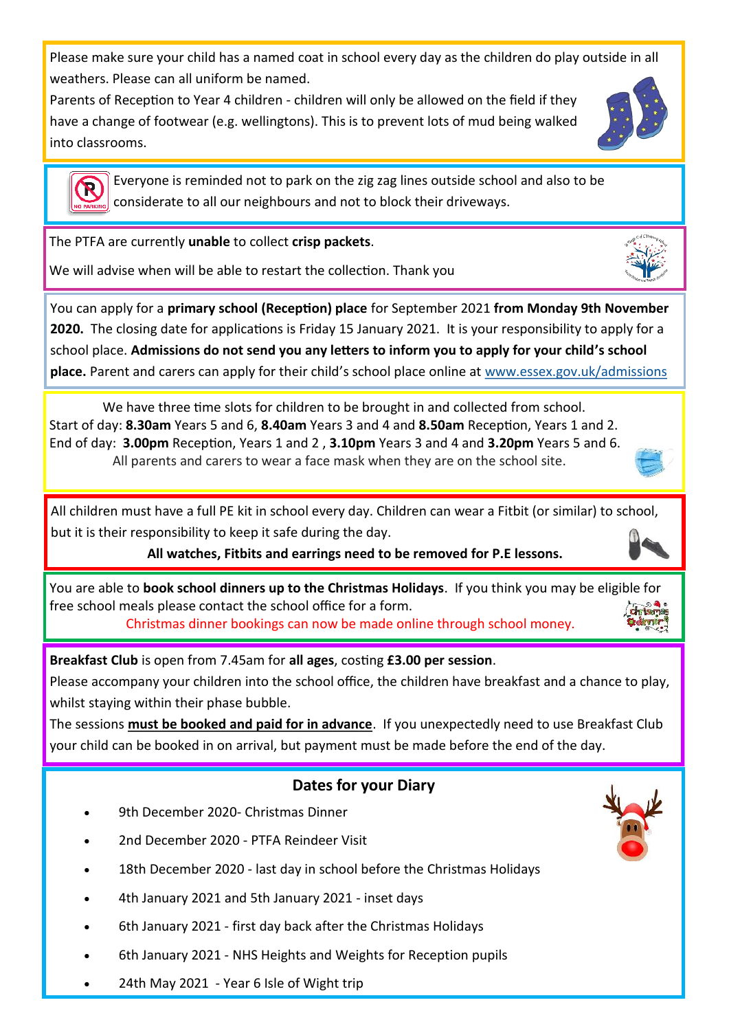Please make sure your child has a named coat in school every day as the children do play outside in all weathers. Please can all uniform be named.

Parents of Reception to Year 4 children - children will only be allowed on the field if they have a change of footwear (e.g. wellingtons). This is to prevent lots of mud being walked into classrooms.

Everyone is reminded not to park on the zig zag lines outside school and also to be considerate to all our neighbours and not to block their driveways.

The PTFA are currently **unable** to collect **crisp packets**.

We will advise when will be able to restart the collection. Thank you

You can apply for a **primary school (Reception) place** for September 2021 **from Monday 9th November 2020.** The closing date for applications is Friday 15 January 2021. It is your responsibility to apply for a school place. **Admissions do not send you any letters to inform you to apply for your child's school place.** Parent and carers can apply for their child's school place online at www.essex.gov.uk/admissions

We have three time slots for children to be brought in and collected from school.
Start of day: **8.30am** Years 5 and 6, **8.40am** Years 3 and 4 and **8.50am** Reception, Years 1 and 2.
End of day: **3.00pm** Reception, Years 1 and 2 , **3.10pm** Years 3 and 4 and **3.20pm** Years 5 and 6.
All parents and carers to wear a face mask when they are on the school site.

All children must have a full PE kit in school every day. Children can wear a Fitbit (or similar) to school, but it is their responsibility to keep it safe during the day.

**All watches, Fitbits and earrings need to be removed for P.E lessons.**

You are able to **book school dinners up to the Christmas Holidays**. If you think you may be eligible for free school meals please contact the school office for a form.

Christmas dinner bookings can now be made online through school money.

**Breakfast Club** is open from 7.45am for **all ages**, costing **£3.00 per session**.

Please accompany your children into the school office, the children have breakfast and a chance to play, whilst staying within their phase bubble.

The sessions **must be booked and paid for in advance**. If you unexpectedly need to use Breakfast Club your child can be booked in on arrival, but payment must be made before the end of the day.

## Dates for your Diary

- 9th December 2020- Christmas Dinner
- 2nd December 2020 - PTFA Reindeer Visit
- 18th December 2020 - last day in school before the Christmas Holidays
- 4th January 2021 and 5th January 2021 - inset days
- 6th January 2021 - first day back after the Christmas Holidays
- 6th January 2021 - NHS Heights and Weights for Reception pupils
- 24th May 2021 - Year 6 Isle of Wight trip